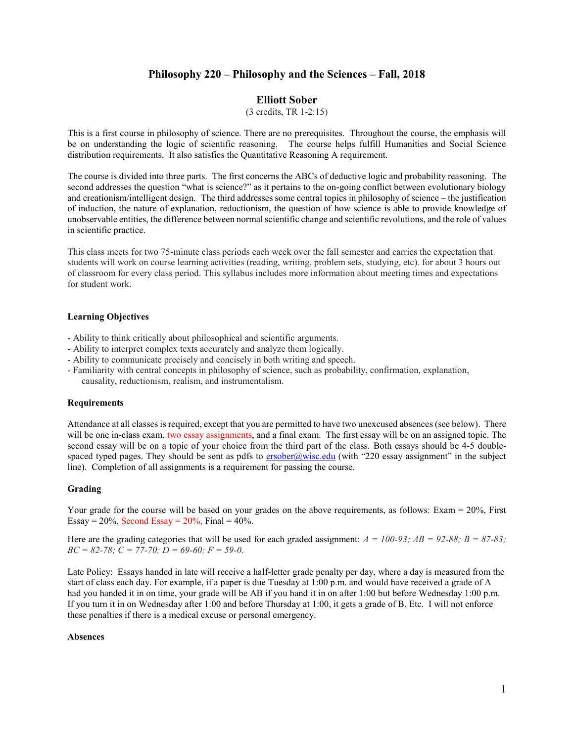# Philosophy 220 – Philosophy and the Sciences – Fall, 2018

## Elliott Sober

(3 credits, TR 1-2:15)

This is a first course in philosophy of science. There are no prerequisites. Throughout the course, the emphasis will be on understanding the logic of scientific reasoning. The course helps fulfill Humanities and Social Science distribution requirements. It also satisfies the Quantitative Reasoning A requirement.

The course is divided into three parts. The first concerns the ABCs of deductive logic and probability reasoning. The second addresses the question "what is science?" as it pertains to the on-going conflict between evolutionary biology and creationism/intelligent design. The third addresses some central topics in philosophy of science – the justification of induction, the nature of explanation, reductionism, the question of how science is able to provide knowledge of unobservable entities, the difference between normal scientific change and scientific revolutions, and the role of values in scientific practice.

This class meets for two 75-minute class periods each week over the fall semester and carries the expectation that students will work on course learning activities (reading, writing, problem sets, studying, etc). for about 3 hours out of classroom for every class period. This syllabus includes more information about meeting times and expectations for student work.

**Learning Objectives**

- Ability to think critically about philosophical and scientific arguments.
- Ability to interpret complex texts accurately and analyze them logically.
- Ability to communicate precisely and concisely in both writing and speech.
- Familiarity with central concepts in philosophy of science, such as probability, confirmation, explanation, causality, reductionism, realism, and instrumentalism.

**Requirements**

Attendance at all classes is required, except that you are permitted to have two unexcused absences (see below). There will be one in-class exam, two essay assignments, and a final exam. The first essay will be on an assigned topic. The second essay will be on a topic of your choice from the third part of the class. Both essays should be 4-5 double-spaced typed pages. They should be sent as pdfs to ersober@wisc.edu (with "220 essay assignment" in the subject line). Completion of all assignments is a requirement for passing the course.

**Grading**

Your grade for the course will be based on your grades on the above requirements, as follows: Exam = 20%, First Essay = 20%, Second Essay = 20%, Final = 40%.

Here are the grading categories that will be used for each graded assignment: *A = 100-93; AB = 92-88; B = 87-83; BC = 82-78; C = 77-70; D = 69-60; F = 59-0.*

Late Policy: Essays handed in late will receive a half-letter grade penalty per day, where a day is measured from the start of class each day. For example, if a paper is due Tuesday at 1:00 p.m. and would have received a grade of A had you handed it in on time, your grade will be AB if you hand it in on after 1:00 but before Wednesday 1:00 p.m. If you turn it in on Wednesday after 1:00 and before Thursday at 1:00, it gets a grade of B. Etc. I will not enforce these penalties if there is a medical excuse or personal emergency.

**Absences**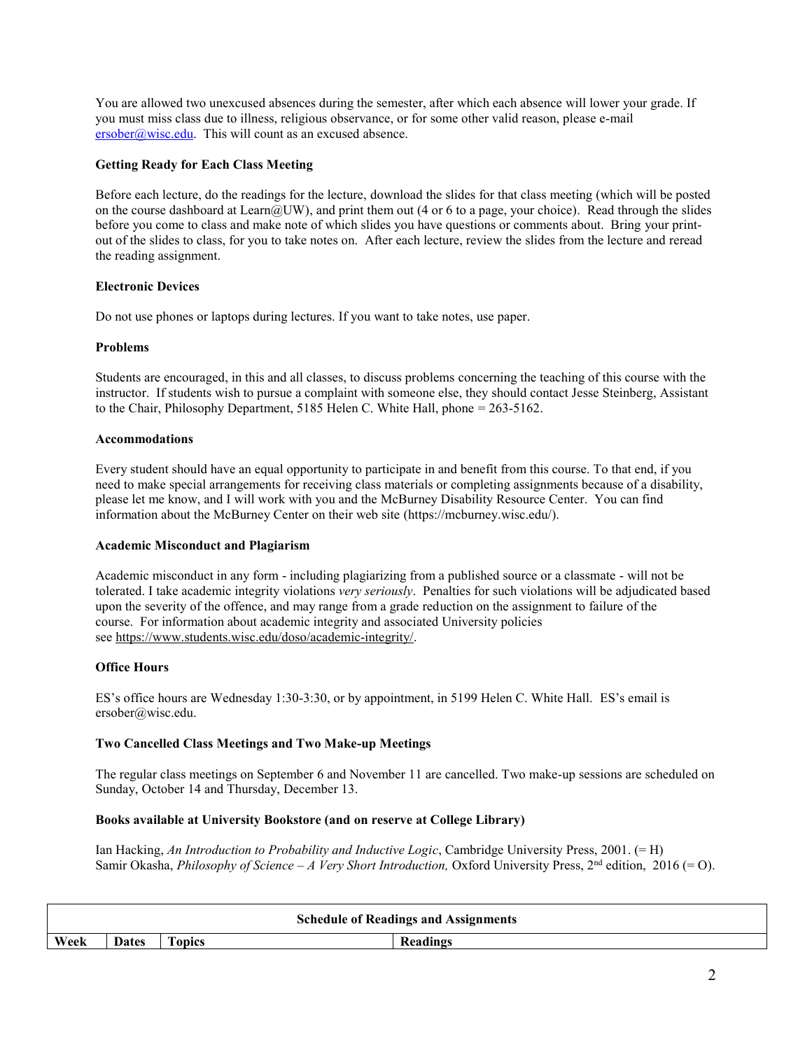You are allowed two unexcused absences during the semester, after which each absence will lower your grade. If you must miss class due to illness, religious observance, or for some other valid reason, please e-mail ersober@wisc.edu. This will count as an excused absence.

**Getting Ready for Each Class Meeting**

Before each lecture, do the readings for the lecture, download the slides for that class meeting (which will be posted on the course dashboard at Learn@UW), and print them out (4 or 6 to a page, your choice). Read through the slides before you come to class and make note of which slides you have questions or comments about. Bring your print-out of the slides to class, for you to take notes on. After each lecture, review the slides from the lecture and reread the reading assignment.

**Electronic Devices**

Do not use phones or laptops during lectures. If you want to take notes, use paper.

**Problems**

Students are encouraged, in this and all classes, to discuss problems concerning the teaching of this course with the instructor. If students wish to pursue a complaint with someone else, they should contact Jesse Steinberg, Assistant to the Chair, Philosophy Department, 5185 Helen C. White Hall, phone = 263-5162.

**Accommodations**

Every student should have an equal opportunity to participate in and benefit from this course. To that end, if you need to make special arrangements for receiving class materials or completing assignments because of a disability, please let me know, and I will work with you and the McBurney Disability Resource Center. You can find information about the McBurney Center on their web site (https://mcburney.wisc.edu/).

**Academic Misconduct and Plagiarism**

Academic misconduct in any form - including plagiarizing from a published source or a classmate - will not be tolerated. I take academic integrity violations *very seriously*. Penalties for such violations will be adjudicated based upon the severity of the offence, and may range from a grade reduction on the assignment to failure of the course. For information about academic integrity and associated University policies see https://www.students.wisc.edu/doso/academic-integrity/.

**Office Hours**

ES's office hours are Wednesday 1:30-3:30, or by appointment, in 5199 Helen C. White Hall. ES's email is ersober@wisc.edu.

**Two Cancelled Class Meetings and Two Make-up Meetings**

The regular class meetings on September 6 and November 11 are cancelled. Two make-up sessions are scheduled on Sunday, October 14 and Thursday, December 13.

**Books available at University Bookstore (and on reserve at College Library)**

Ian Hacking, *An Introduction to Probability and Inductive Logic*, Cambridge University Press, 2001. (= H)
Samir Okasha, *Philosophy of Science – A Very Short Introduction,* Oxford University Press, 2nd edition, 2016 (= O).

**Schedule of Readings and Assignments**

| Week | Dates | Topics | Readings |
|---|---|---|---|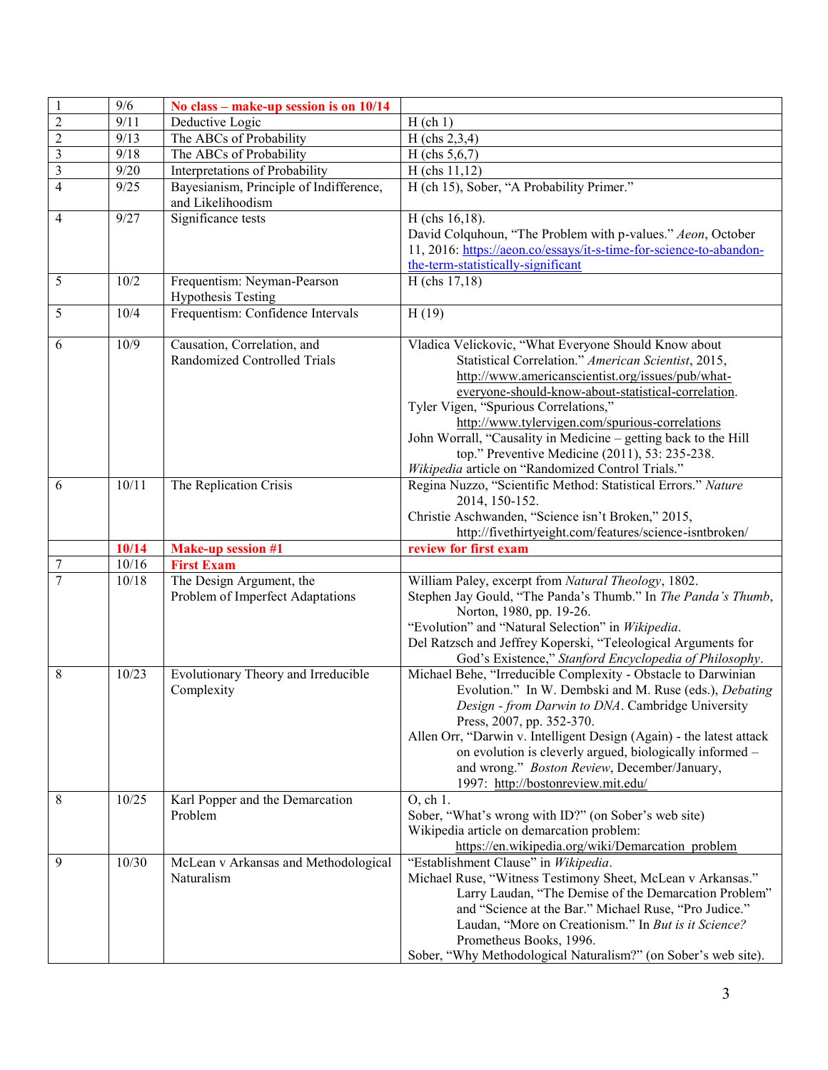| | | | |
|---|---|---|---|
| 1 | 9/6 | **No class – make-up session is on 10/14** | |
| 2 | 9/11 | Deductive Logic | H (ch 1) |
| 2 | 9/13 | The ABCs of Probability | H (chs 2,3,4) |
| 3 | 9/18 | The ABCs of Probability | H (chs 5,6,7) |
| 3 | 9/20 | Interpretations of Probability | H (chs 11,12) |
| 4 | 9/25 | Bayesianism, Principle of Indifference, and Likelihoodism | H (ch 15), Sober, "A Probability Primer." |
| 4 | 9/27 | Significance tests | H (chs 16,18). David Colquhoun, "The Problem with p-values." *Aeon*, October 11, 2016: https://aeon.co/essays/it-s-time-for-science-to-abandon-the-term-statistically-significant |
| 5 | 10/2 | Frequentism: Neyman-Pearson Hypothesis Testing | H (chs 17,18) |
| 5 | 10/4 | Frequentism: Confidence Intervals | H (19) |
| 6 | 10/9 | Causation, Correlation, and Randomized Controlled Trials | Vladica Velickovic, "What Everyone Should Know about Statistical Correlation." *American Scientist*, 2015, http://www.americanscientist.org/issues/pub/what-everyone-should-know-about-statistical-correlation. Tyler Vigen, "Spurious Correlations," http://www.tylervigen.com/spurious-correlations John Worrall, "Causality in Medicine – getting back to the Hill top." Preventive Medicine (2011), 53: 235-238. *Wikipedia* article on "Randomized Control Trials." |
| 6 | 10/11 | The Replication Crisis | Regina Nuzzo, "Scientific Method: Statistical Errors." *Nature* 2014, 150-152. Christie Aschwanden, "Science isn't Broken," 2015, http://fivethirtyeight.com/features/science-isntbroken/ |
| | **10/14** | **Make-up session #1** | **review for first exam** |
| 7 | 10/16 | **First Exam** | |
| 7 | 10/18 | The Design Argument, the Problem of Imperfect Adaptations | William Paley, excerpt from *Natural Theology*, 1802. Stephen Jay Gould, "The Panda's Thumb." In *The Panda's Thumb*, Norton, 1980, pp. 19-26. "Evolution" and "Natural Selection" in *Wikipedia*. Del Ratzsch and Jeffrey Koperski, "Teleological Arguments for God's Existence," *Stanford Encyclopedia of Philosophy*. |
| 8 | 10/23 | Evolutionary Theory and Irreducible Complexity | Michael Behe, "Irreducible Complexity - Obstacle to Darwinian Evolution." In W. Dembski and M. Ruse (eds.), *Debating Design - from Darwin to DNA*. Cambridge University Press, 2007, pp. 352-370. Allen Orr, "Darwin v. Intelligent Design (Again) - the latest attack on evolution is cleverly argued, biologically informed – and wrong." *Boston Review*, December/January, 1997: http://bostonreview.mit.edu/ |
| 8 | 10/25 | Karl Popper and the Demarcation Problem | O, ch 1. Sober, "What's wrong with ID?" (on Sober's web site) Wikipedia article on demarcation problem: https://en.wikipedia.org/wiki/Demarcation_problem |
| 9 | 10/30 | McLean v Arkansas and Methodological Naturalism | "Establishment Clause" in *Wikipedia*. Michael Ruse, "Witness Testimony Sheet, McLean v Arkansas." Larry Laudan, "The Demise of the Demarcation Problem" and "Science at the Bar." Michael Ruse, "Pro Judice." Laudan, "More on Creationism." In *But is it Science?* Prometheus Books, 1996. Sober, "Why Methodological Naturalism?" (on Sober's web site). |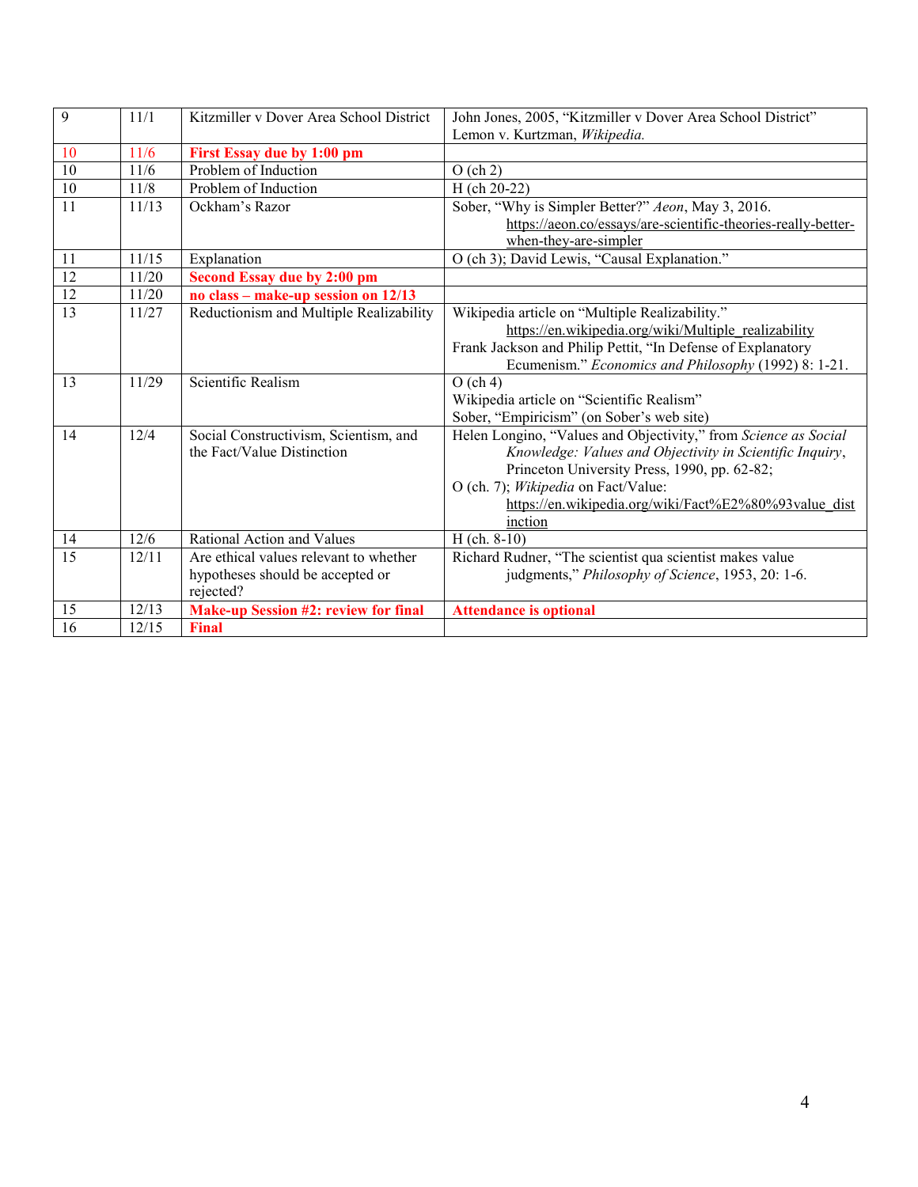| | | | |
|---|---|---|---|
| 9 | 11/1 | Kitzmiller v Dover Area School District | John Jones, 2005, "Kitzmiller v Dover Area School District" Lemon v. Kurtzman, *Wikipedia.* |
| 10 | 11/6 | **First Essay due by 1:00 pm** | |
| 10 | 11/6 | Problem of Induction | O (ch 2) |
| 10 | 11/8 | Problem of Induction | H (ch 20-22) |
| 11 | 11/13 | Ockham's Razor | Sober, "Why is Simpler Better?" *Aeon*, May 3, 2016. https://aeon.co/essays/are-scientific-theories-really-better-when-they-are-simpler |
| 11 | 11/15 | Explanation | O (ch 3); David Lewis, "Causal Explanation." |
| 12 | 11/20 | **Second Essay due by 2:00 pm** | |
| 12 | 11/20 | **no class – make-up session on 12/13** | |
| 13 | 11/27 | Reductionism and Multiple Realizability | Wikipedia article on "Multiple Realizability." https://en.wikipedia.org/wiki/Multiple_realizability Frank Jackson and Philip Pettit, "In Defense of Explanatory Ecumenism." *Economics and Philosophy* (1992) 8: 1-21. |
| 13 | 11/29 | Scientific Realism | O (ch 4) Wikipedia article on "Scientific Realism" Sober, "Empiricism" (on Sober's web site) |
| 14 | 12/4 | Social Constructivism, Scientism, and the Fact/Value Distinction | Helen Longino, "Values and Objectivity," from *Science as Social Knowledge: Values and Objectivity in Scientific Inquiry*, Princeton University Press, 1990, pp. 62-82; O (ch. 7); *Wikipedia* on Fact/Value: https://en.wikipedia.org/wiki/Fact%E2%80%93value_distinction |
| 14 | 12/6 | Rational Action and Values | H (ch. 8-10) |
| 15 | 12/11 | Are ethical values relevant to whether hypotheses should be accepted or rejected? | Richard Rudner, "The scientist qua scientist makes value judgments," *Philosophy of Science*, 1953, 20: 1-6. |
| 15 | 12/13 | **Make-up Session #2: review for final** | **Attendance is optional** |
| 16 | 12/15 | **Final** | |